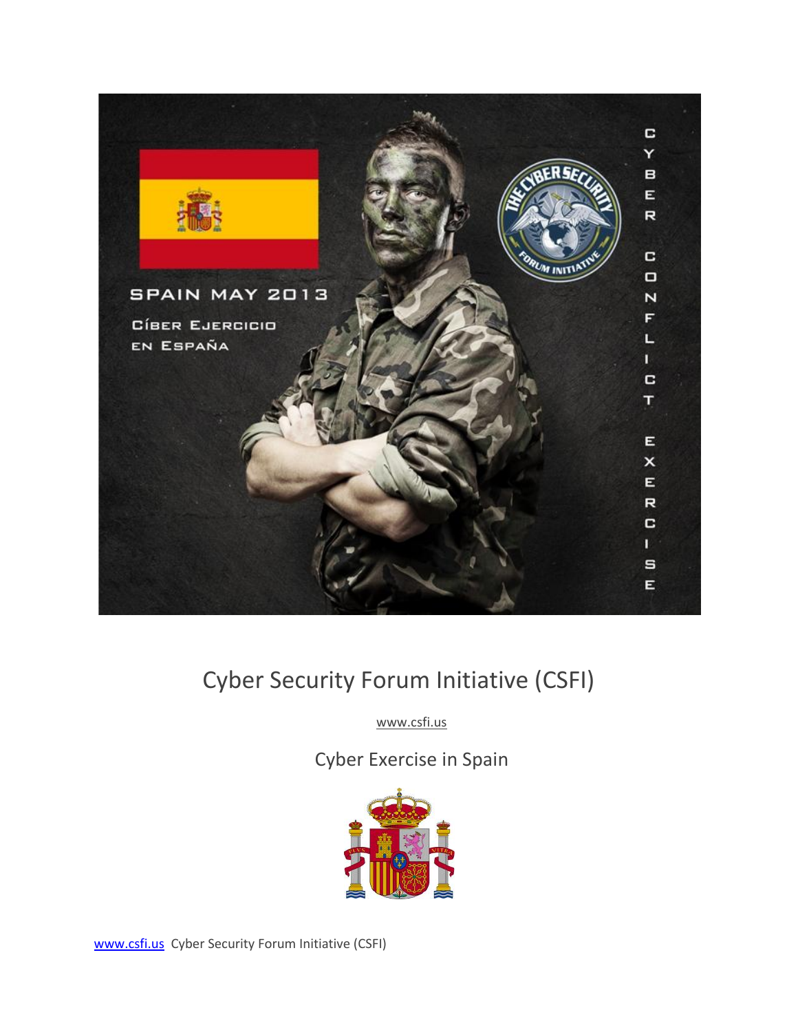SPAIN MAY 2013

CÍBER EJERCICIO EN ESPAÑA

CYBER CONFLICT EXERCISE

# Cyber Security Forum Initiative (CSFI)

www.csfi.us

## Cyber Exercise in Spain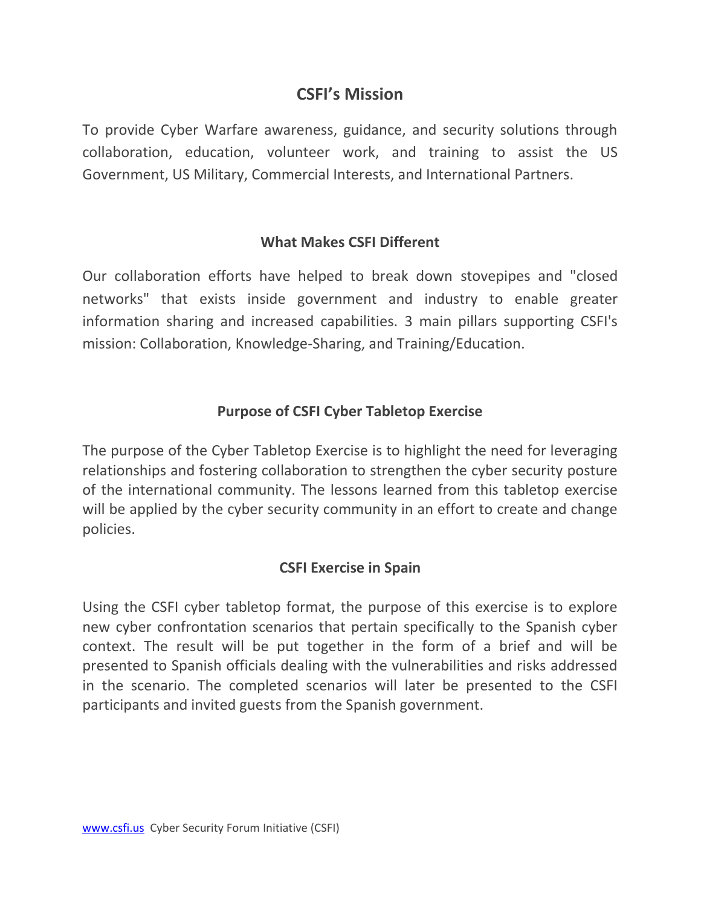## CSFI's Mission

To provide Cyber Warfare awareness, guidance, and security solutions through collaboration, education, volunteer work, and training to assist the US Government, US Military, Commercial Interests, and International Partners.

### What Makes CSFI Different

Our collaboration efforts have helped to break down stovepipes and "closed networks" that exists inside government and industry to enable greater information sharing and increased capabilities. 3 main pillars supporting CSFI's mission: Collaboration, Knowledge-Sharing, and Training/Education.

### Purpose of CSFI Cyber Tabletop Exercise

The purpose of the Cyber Tabletop Exercise is to highlight the need for leveraging relationships and fostering collaboration to strengthen the cyber security posture of the international community. The lessons learned from this tabletop exercise will be applied by the cyber security community in an effort to create and change policies.

### CSFI Exercise in Spain

Using the CSFI cyber tabletop format, the purpose of this exercise is to explore new cyber confrontation scenarios that pertain specifically to the Spanish cyber context. The result will be put together in the form of a brief and will be presented to Spanish officials dealing with the vulnerabilities and risks addressed in the scenario. The completed scenarios will later be presented to the CSFI participants and invited guests from the Spanish government.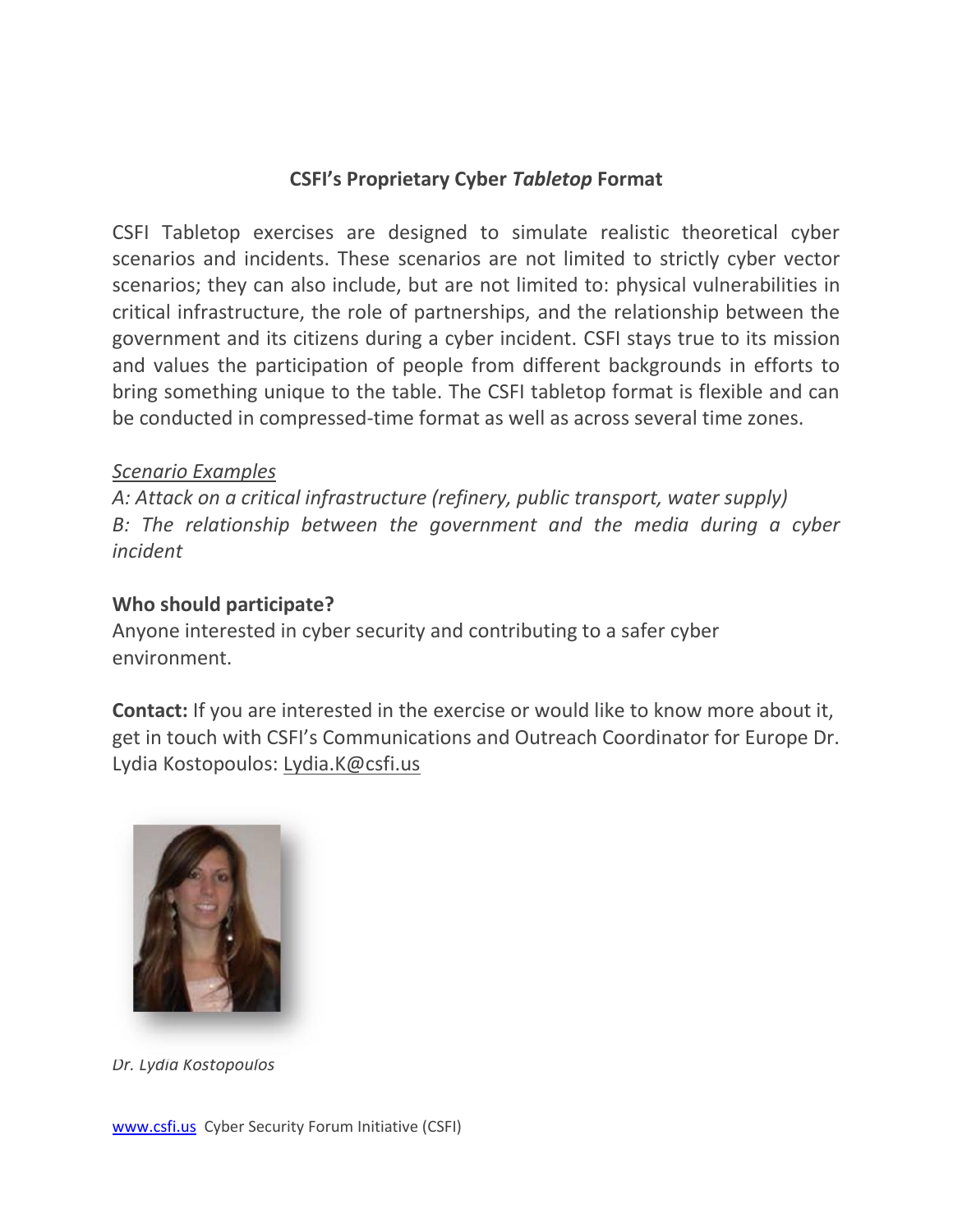## CSFI's Proprietary Cyber *Tabletop* Format

CSFI Tabletop exercises are designed to simulate realistic theoretical cyber scenarios and incidents. These scenarios are not limited to strictly cyber vector scenarios; they can also include, but are not limited to: physical vulnerabilities in critical infrastructure, the role of partnerships, and the relationship between the government and its citizens during a cyber incident. CSFI stays true to its mission and values the participation of people from different backgrounds in efforts to bring something unique to the table. The CSFI tabletop format is flexible and can be conducted in compressed-time format as well as across several time zones.

*Scenario Examples*

*A: Attack on a critical infrastructure (refinery, public transport, water supply)*
*B: The relationship between the government and the media during a cyber incident*

### Who should participate?

Anyone interested in cyber security and contributing to a safer cyber environment.

**Contact:** If you are interested in the exercise or would like to know more about it, get in touch with CSFI's Communications and Outreach Coordinator for Europe Dr. Lydia Kostopoulos: Lydia.K@csfi.us

*Dr. Lydia Kostopoulos*

www.csfi.us Cyber Security Forum Initiative (CSFI)